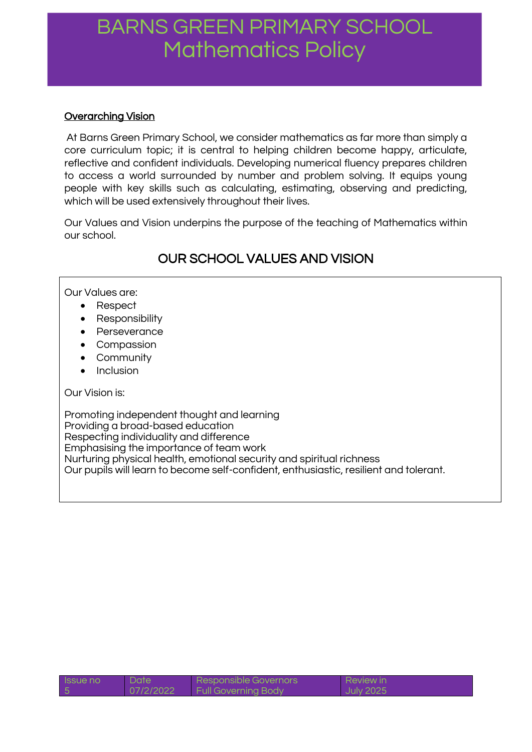# BARNS GREEN PRIMARY SCHOOL
# Mathematics Policy

## Overarching Vision

At Barns Green Primary School, we consider mathematics as far more than simply a core curriculum topic; it is central to helping children become happy, articulate, reflective and confident individuals. Developing numerical fluency prepares children to access a world surrounded by number and problem solving. It equips young people with key skills such as calculating, estimating, observing and predicting, which will be used extensively throughout their lives.

Our Values and Vision underpins the purpose of the teaching of Mathematics within our school.

## OUR SCHOOL VALUES AND VISION

Our Values are:

- Respect
- Responsibility
- Perseverance
- Compassion
- Community
- Inclusion

Our Vision is:

Promoting independent thought and learning
Providing a broad-based education
Respecting individuality and difference
Emphasising the importance of team work
Nurturing physical health, emotional security and spiritual richness
Our pupils will learn to become self-confident, enthusiastic, resilient and tolerant.

| Issue no | Date | Responsible Governors | Review in |
|---|---|---|---|
| 5 | 07/2/2022 | Full Governing Body | July 2025 |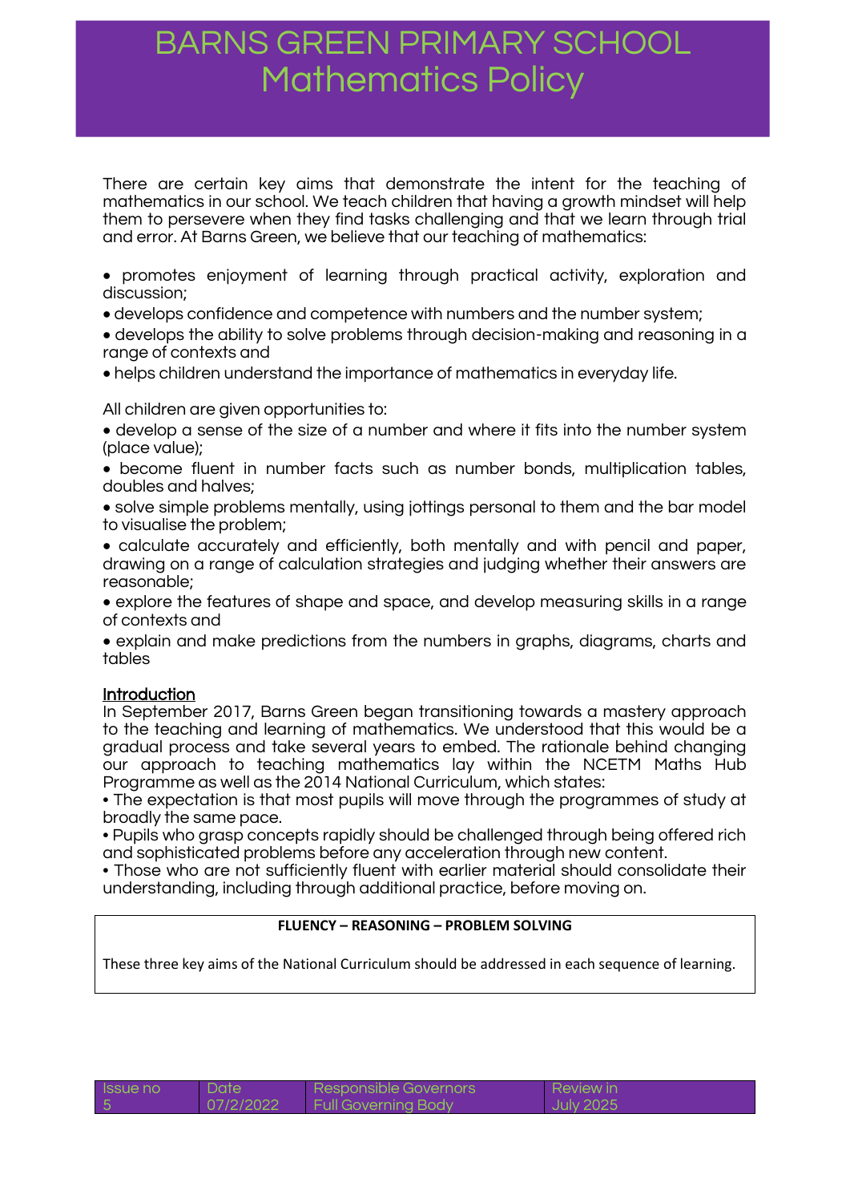# BARNS GREEN PRIMARY SCHOOL
# Mathematics Policy

There are certain key aims that demonstrate the intent for the teaching of mathematics in our school. We teach children that having a growth mindset will help them to persevere when they find tasks challenging and that we learn through trial and error. At Barns Green, we believe that our teaching of mathematics:

- promotes enjoyment of learning through practical activity, exploration and discussion;
- develops confidence and competence with numbers and the number system;
- develops the ability to solve problems through decision-making and reasoning in a range of contexts and
- helps children understand the importance of mathematics in everyday life.

All children are given opportunities to:

- develop a sense of the size of a number and where it fits into the number system (place value);
- become fluent in number facts such as number bonds, multiplication tables, doubles and halves;
- solve simple problems mentally, using jottings personal to them and the bar model to visualise the problem;
- calculate accurately and efficiently, both mentally and with pencil and paper, drawing on a range of calculation strategies and judging whether their answers are reasonable;
- explore the features of shape and space, and develop measuring skills in a range of contexts and
- explain and make predictions from the numbers in graphs, diagrams, charts and tables

## Introduction

In September 2017, Barns Green began transitioning towards a mastery approach to the teaching and learning of mathematics. We understood that this would be a gradual process and take several years to embed. The rationale behind changing our approach to teaching mathematics lay within the NCETM Maths Hub Programme as well as the 2014 National Curriculum, which states:

- The expectation is that most pupils will move through the programmes of study at broadly the same pace.
- Pupils who grasp concepts rapidly should be challenged through being offered rich and sophisticated problems before any acceleration through new content.
- Those who are not sufficiently fluent with earlier material should consolidate their understanding, including through additional practice, before moving on.

| **FLUENCY – REASONING – PROBLEM SOLVING** |
| --- |
| These three key aims of the National Curriculum should be addressed in each sequence of learning. |

| Issue no | Date | Responsible Governors | Review in |
| --- | --- | --- | --- |
| 5 | 07/2/2022 | Full Governing Body | July 2025 |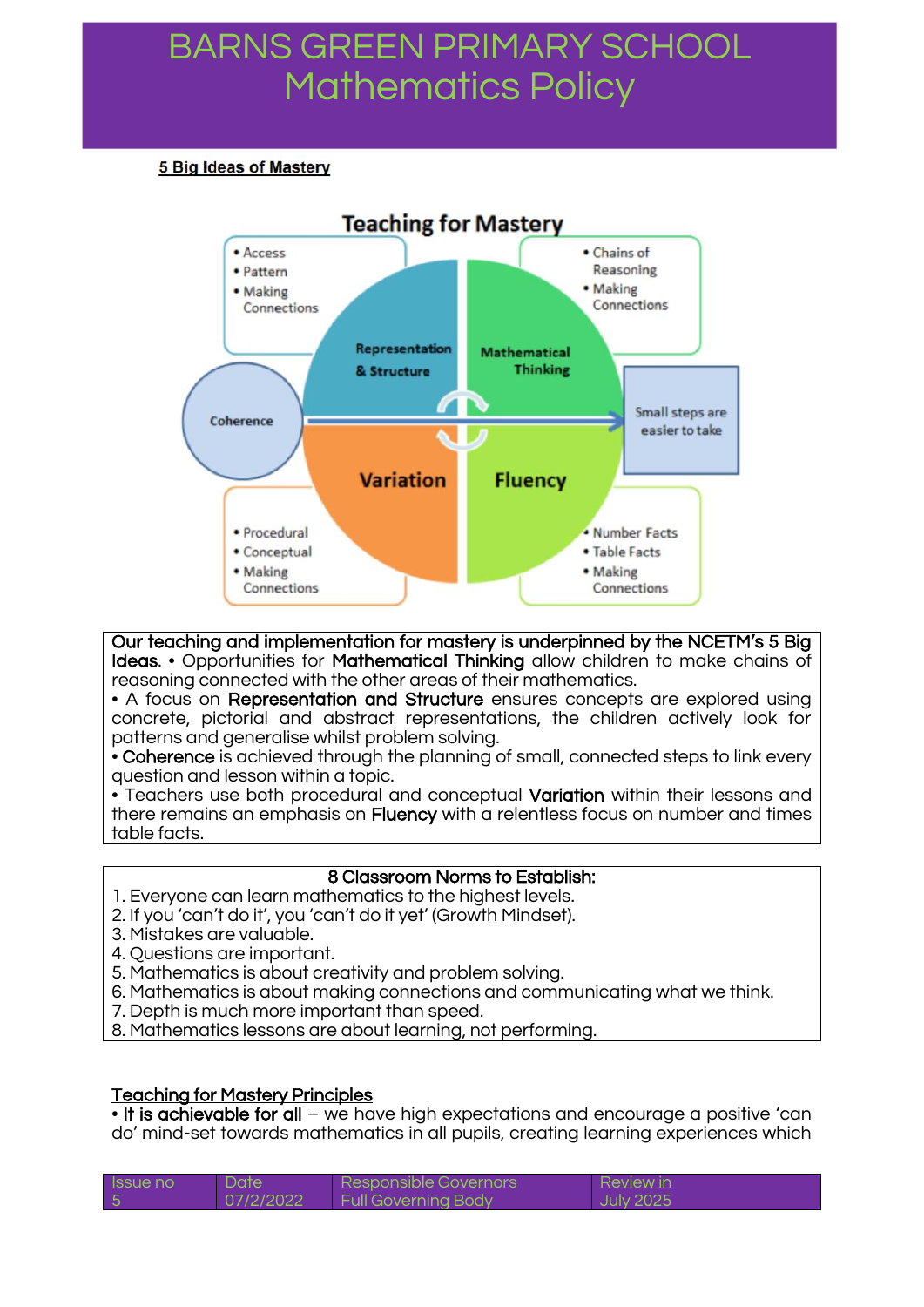**5 Big Ideas of Mastery**

Our teaching and implementation for mastery is underpinned by the NCETM's 5 Big Ideas. • Opportunities for **Mathematical Thinking** allow children to make chains of reasoning connected with the other areas of their mathematics.

• A focus on **Representation and Structure** ensures concepts are explored using concrete, pictorial and abstract representations, the children actively look for patterns and generalise whilst problem solving.

• **Coherence** is achieved through the planning of small, connected steps to link every question and lesson within a topic.

• Teachers use both procedural and conceptual **Variation** within their lessons and there remains an emphasis on **Fluency** with a relentless focus on number and times table facts.

**8 Classroom Norms to Establish:**

1. Everyone can learn mathematics to the highest levels.
2. If you 'can't do it', you 'can't do it yet' (Growth Mindset).
3. Mistakes are valuable.
4. Questions are important.
5. Mathematics is about creativity and problem solving.
6. Mathematics is about making connections and communicating what we think.
7. Depth is much more important than speed.
8. Mathematics lessons are about learning, not performing.

**Teaching for Mastery Principles**

• **It is achievable for all** – we have high expectations and encourage a positive 'can do' mind-set towards mathematics in all pupils, creating learning experiences which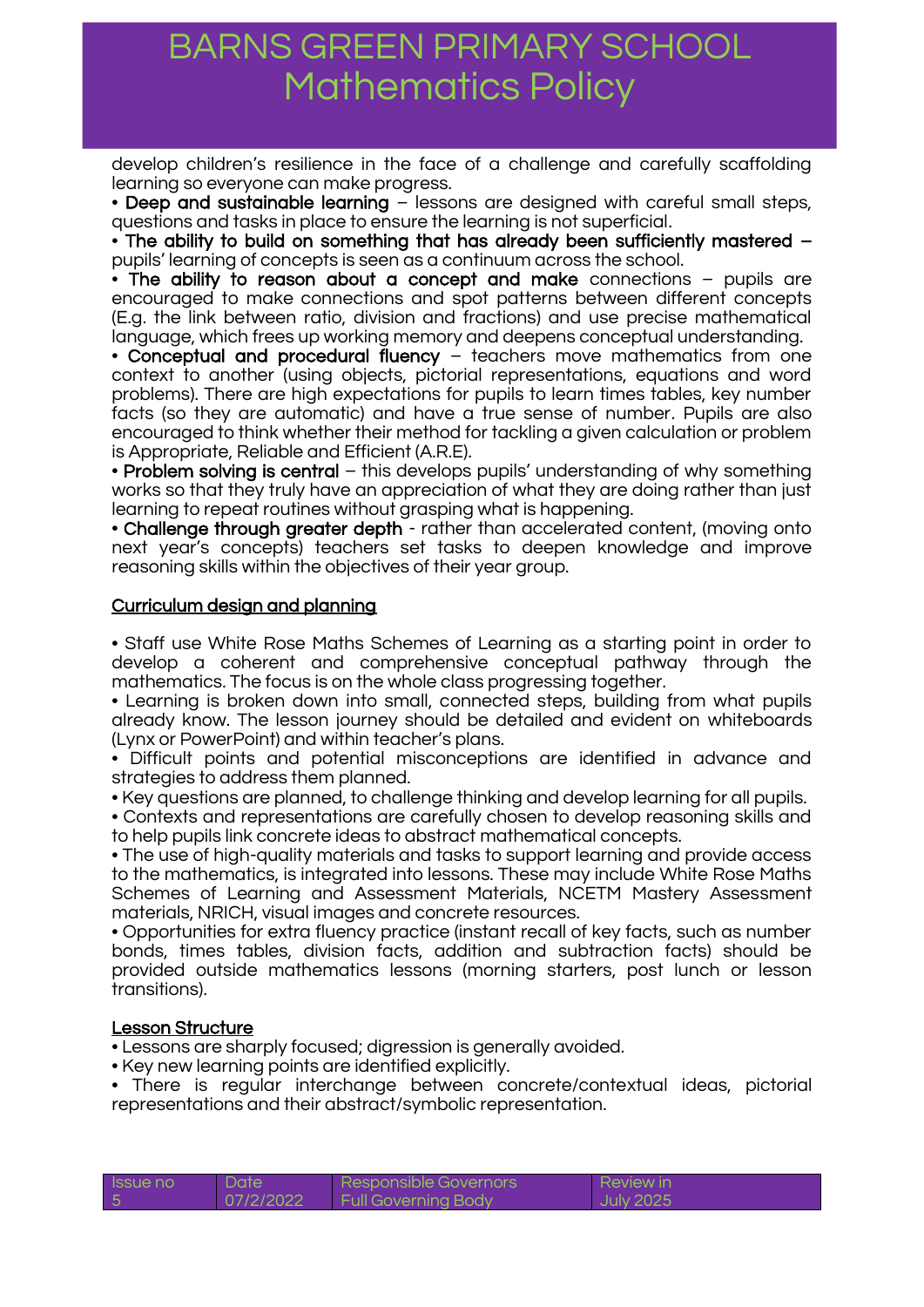develop children's resilience in the face of a challenge and carefully scaffolding learning so everyone can make progress.

- **Deep and sustainable learning** – lessons are designed with careful small steps, questions and tasks in place to ensure the learning is not superficial.
- **The ability to build on something that has already been sufficiently mastered** – pupils' learning of concepts is seen as a continuum across the school.
- **The ability to reason about a concept and make** connections – pupils are encouraged to make connections and spot patterns between different concepts (E.g. the link between ratio, division and fractions) and use precise mathematical language, which frees up working memory and deepens conceptual understanding.
- **Conceptual and procedural fluency** – teachers move mathematics from one context to another (using objects, pictorial representations, equations and word problems). There are high expectations for pupils to learn times tables, key number facts (so they are automatic) and have a true sense of number. Pupils are also encouraged to think whether their method for tackling a given calculation or problem is Appropriate, Reliable and Efficient (A.R.E).
- **Problem solving is central** – this develops pupils' understanding of why something works so that they truly have an appreciation of what they are doing rather than just learning to repeat routines without grasping what is happening.
- **Challenge through greater depth** - rather than accelerated content, (moving onto next year's concepts) teachers set tasks to deepen knowledge and improve reasoning skills within the objectives of their year group.

## Curriculum design and planning

- Staff use White Rose Maths Schemes of Learning as a starting point in order to develop a coherent and comprehensive conceptual pathway through the mathematics. The focus is on the whole class progressing together.
- Learning is broken down into small, connected steps, building from what pupils already know. The lesson journey should be detailed and evident on whiteboards (Lynx or PowerPoint) and within teacher's plans.
- Difficult points and potential misconceptions are identified in advance and strategies to address them planned.
- Key questions are planned, to challenge thinking and develop learning for all pupils.
- Contexts and representations are carefully chosen to develop reasoning skills and to help pupils link concrete ideas to abstract mathematical concepts.
- The use of high-quality materials and tasks to support learning and provide access to the mathematics, is integrated into lessons. These may include White Rose Maths Schemes of Learning and Assessment Materials, NCETM Mastery Assessment materials, NRICH, visual images and concrete resources.
- Opportunities for extra fluency practice (instant recall of key facts, such as number bonds, times tables, division facts, addition and subtraction facts) should be provided outside mathematics lessons (morning starters, post lunch or lesson transitions).

## Lesson Structure

- Lessons are sharply focused; digression is generally avoided.
- Key new learning points are identified explicitly.
- There is regular interchange between concrete/contextual ideas, pictorial representations and their abstract/symbolic representation.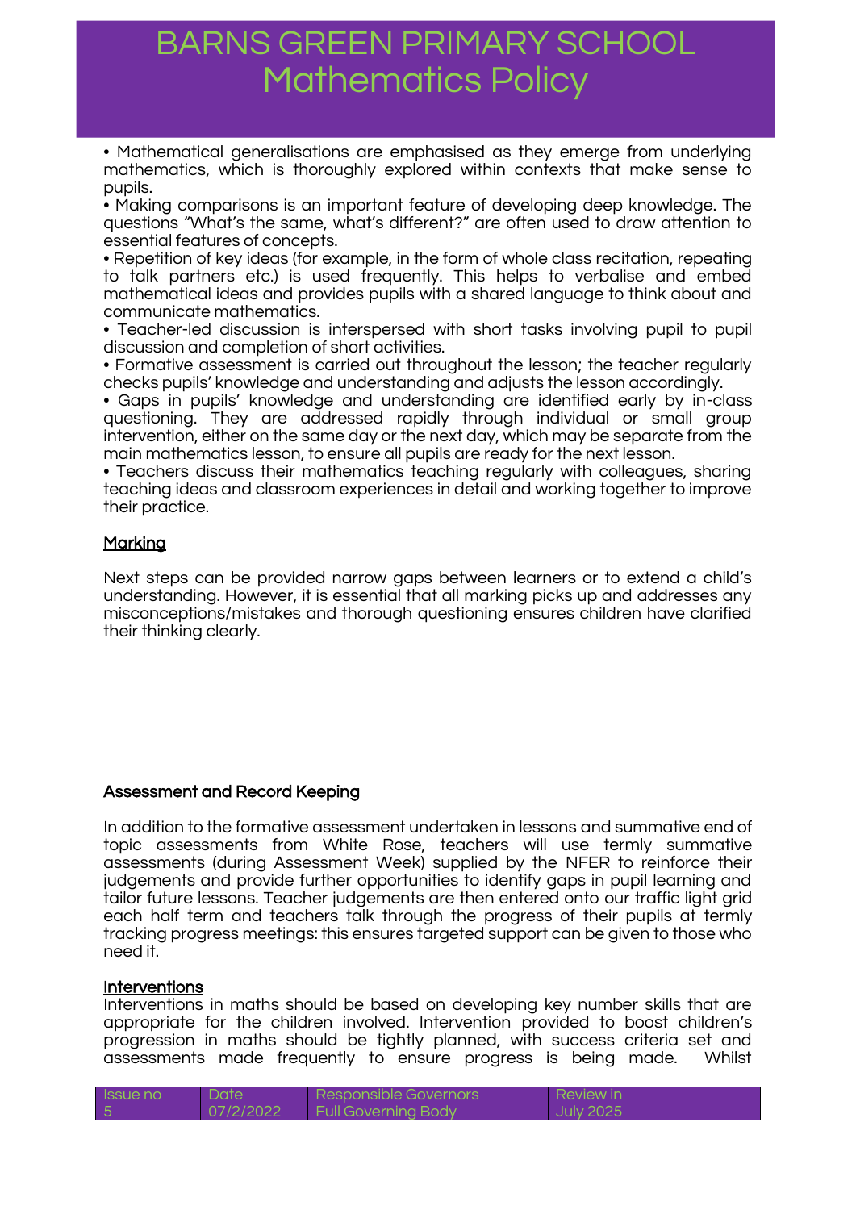- Mathematical generalisations are emphasised as they emerge from underlying mathematics, which is thoroughly explored within contexts that make sense to pupils.
- Making comparisons is an important feature of developing deep knowledge. The questions "What's the same, what's different?" are often used to draw attention to essential features of concepts.
- Repetition of key ideas (for example, in the form of whole class recitation, repeating to talk partners etc.) is used frequently. This helps to verbalise and embed mathematical ideas and provides pupils with a shared language to think about and communicate mathematics.
- Teacher-led discussion is interspersed with short tasks involving pupil to pupil discussion and completion of short activities.
- Formative assessment is carried out throughout the lesson; the teacher regularly checks pupils' knowledge and understanding and adjusts the lesson accordingly.
- Gaps in pupils' knowledge and understanding are identified early by in-class questioning. They are addressed rapidly through individual or small group intervention, either on the same day or the next day, which may be separate from the main mathematics lesson, to ensure all pupils are ready for the next lesson.
- Teachers discuss their mathematics teaching regularly with colleagues, sharing teaching ideas and classroom experiences in detail and working together to improve their practice.

## Marking

Next steps can be provided narrow gaps between learners or to extend a child's understanding. However, it is essential that all marking picks up and addresses any misconceptions/mistakes and thorough questioning ensures children have clarified their thinking clearly.

## Assessment and Record Keeping

In addition to the formative assessment undertaken in lessons and summative end of topic assessments from White Rose, teachers will use termly summative assessments (during Assessment Week) supplied by the NFER to reinforce their judgements and provide further opportunities to identify gaps in pupil learning and tailor future lessons. Teacher judgements are then entered onto our traffic light grid each half term and teachers talk through the progress of their pupils at termly tracking progress meetings: this ensures targeted support can be given to those who need it.

## Interventions

Interventions in maths should be based on developing key number skills that are appropriate for the children involved. Intervention provided to boost children's progression in maths should be tightly planned, with success criteria set and assessments made frequently to ensure progress is being made. Whilst

| Issue no | Date | Responsible Governors | Review in |
|---|---|---|---|
| 5 | 07/2/2022 | Full Governing Body | July 2025 |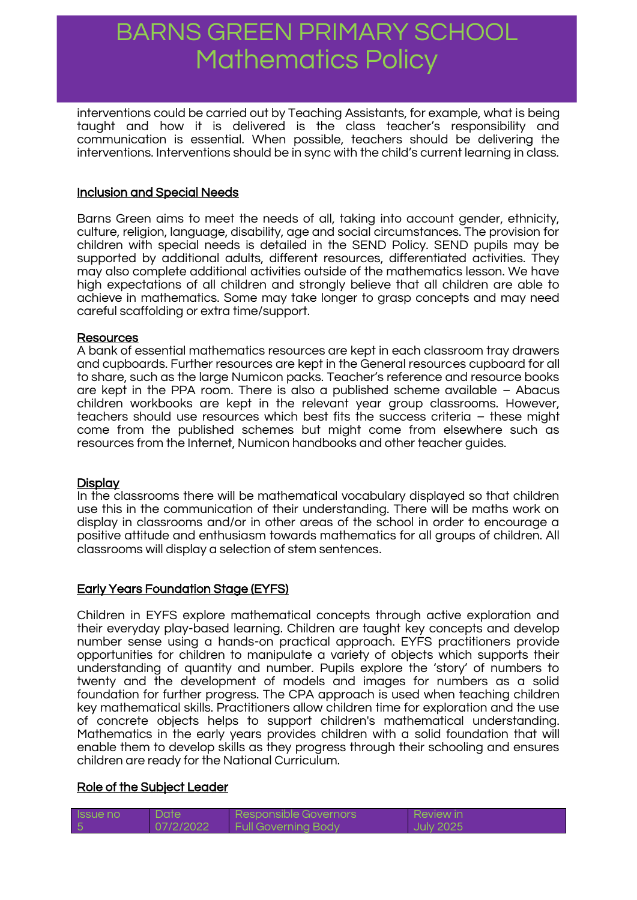interventions could be carried out by Teaching Assistants, for example, what is being taught and how it is delivered is the class teacher's responsibility and communication is essential. When possible, teachers should be delivering the interventions. Interventions should be in sync with the child's current learning in class.

## Inclusion and Special Needs

Barns Green aims to meet the needs of all, taking into account gender, ethnicity, culture, religion, language, disability, age and social circumstances. The provision for children with special needs is detailed in the SEND Policy. SEND pupils may be supported by additional adults, different resources, differentiated activities. They may also complete additional activities outside of the mathematics lesson. We have high expectations of all children and strongly believe that all children are able to achieve in mathematics. Some may take longer to grasp concepts and may need careful scaffolding or extra time/support.

## Resources

A bank of essential mathematics resources are kept in each classroom tray drawers and cupboards. Further resources are kept in the General resources cupboard for all to share, such as the large Numicon packs. Teacher's reference and resource books are kept in the PPA room. There is also a published scheme available – Abacus children workbooks are kept in the relevant year group classrooms. However, teachers should use resources which best fits the success criteria – these might come from the published schemes but might come from elsewhere such as resources from the Internet, Numicon handbooks and other teacher guides.

## Display

In the classrooms there will be mathematical vocabulary displayed so that children use this in the communication of their understanding. There will be maths work on display in classrooms and/or in other areas of the school in order to encourage a positive attitude and enthusiasm towards mathematics for all groups of children. All classrooms will display a selection of stem sentences.

## Early Years Foundation Stage (EYFS)

Children in EYFS explore mathematical concepts through active exploration and their everyday play-based learning. Children are taught key concepts and develop number sense using a hands-on practical approach. EYFS practitioners provide opportunities for children to manipulate a variety of objects which supports their understanding of quantity and number. Pupils explore the 'story' of numbers to twenty and the development of models and images for numbers as a solid foundation for further progress. The CPA approach is used when teaching children key mathematical skills. Practitioners allow children time for exploration and the use of concrete objects helps to support children's mathematical understanding. Mathematics in the early years provides children with a solid foundation that will enable them to develop skills as they progress through their schooling and ensures children are ready for the National Curriculum.

## Role of the Subject Leader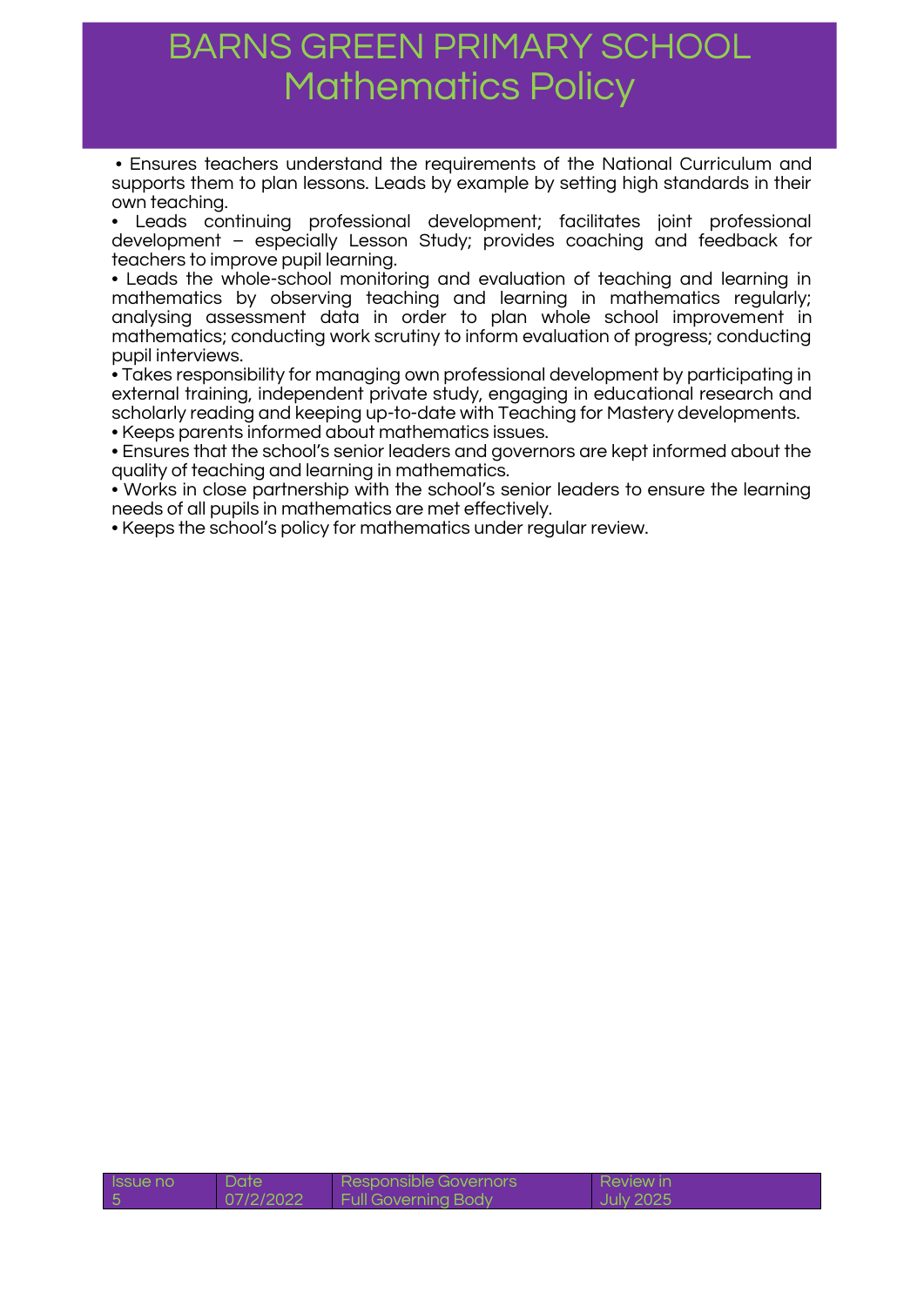- Ensures teachers understand the requirements of the National Curriculum and supports them to plan lessons. Leads by example by setting high standards in their own teaching.
- Leads continuing professional development; facilitates joint professional development – especially Lesson Study; provides coaching and feedback for teachers to improve pupil learning.
- Leads the whole-school monitoring and evaluation of teaching and learning in mathematics by observing teaching and learning in mathematics regularly; analysing assessment data in order to plan whole school improvement in mathematics; conducting work scrutiny to inform evaluation of progress; conducting pupil interviews.
- Takes responsibility for managing own professional development by participating in external training, independent private study, engaging in educational research and scholarly reading and keeping up-to-date with Teaching for Mastery developments.
- Keeps parents informed about mathematics issues.
- Ensures that the school's senior leaders and governors are kept informed about the quality of teaching and learning in mathematics.
- Works in close partnership with the school's senior leaders to ensure the learning needs of all pupils in mathematics are met effectively.
- Keeps the school's policy for mathematics under regular review.